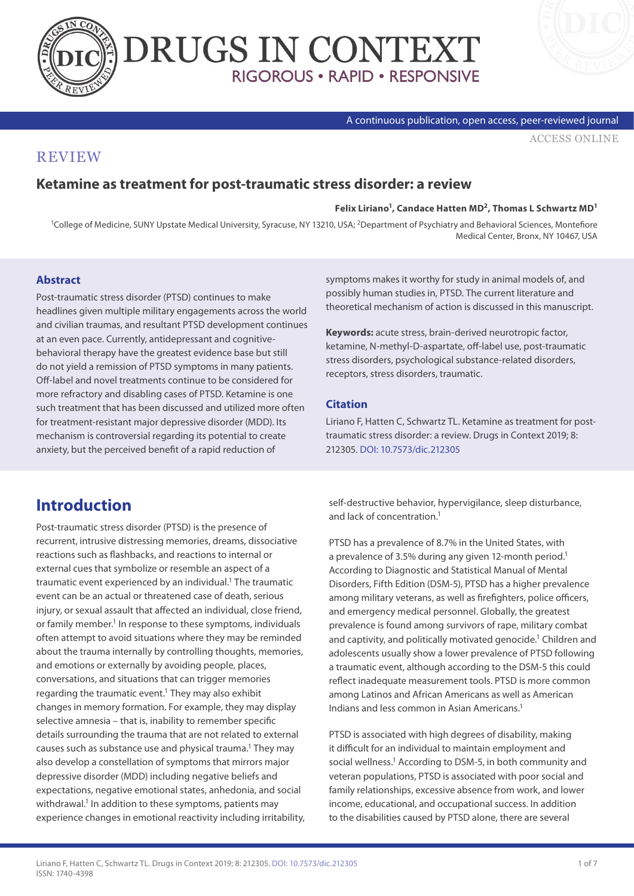# DRUGS IN CONTEXT

RIGOROUS • RAPID • RESPONSIVE

A continuous publication, open access, peer-reviewed journal

ACCESS ONLINE

REVIEW

## Ketamine as treatment for post-traumatic stress disorder: a review

**Felix Liriano[1], Candace Hatten MD[2], Thomas L Schwartz MD[1]**

[1]College of Medicine, SUNY Upstate Medical University, Syracuse, NY 13210, USA; [2]Department of Psychiatry and Behavioral Sciences, Montefiore Medical Center, Bronx, NY 10467, USA

### Abstract

Post-traumatic stress disorder (PTSD) continues to make headlines given multiple military engagements across the world and civilian traumas, and resultant PTSD development continues at an even pace. Currently, antidepressant and cognitive-behavioral therapy have the greatest evidence base but still do not yield a remission of PTSD symptoms in many patients. Off-label and novel treatments continue to be considered for more refractory and disabling cases of PTSD. Ketamine is one such treatment that has been discussed and utilized more often for treatment-resistant major depressive disorder (MDD). Its mechanism is controversial regarding its potential to create anxiety, but the perceived benefit of a rapid reduction of symptoms makes it worthy for study in animal models of, and possibly human studies in, PTSD. The current literature and theoretical mechanism of action is discussed in this manuscript.

**Keywords:** acute stress, brain-derived neurotropic factor, ketamine, N-methyl-D-aspartate, off-label use, post-traumatic stress disorders, psychological substance-related disorders, receptors, stress disorders, traumatic.

### Citation

Liriano F, Hatten C, Schwartz TL. Ketamine as treatment for post-traumatic stress disorder: a review. Drugs in Context 2019; 8: 212305. DOI: 10.7573/dic.212305

## Introduction

Post-traumatic stress disorder (PTSD) is the presence of recurrent, intrusive distressing memories, dreams, dissociative reactions such as flashbacks, and reactions to internal or external cues that symbolize or resemble an aspect of a traumatic event experienced by an individual.[1] The traumatic event can be an actual or threatened case of death, serious injury, or sexual assault that affected an individual, close friend, or family member.[1] In response to these symptoms, individuals often attempt to avoid situations where they may be reminded about the trauma internally by controlling thoughts, memories, and emotions or externally by avoiding people, places, conversations, and situations that can trigger memories regarding the traumatic event.[1] They may also exhibit changes in memory formation. For example, they may display selective amnesia – that is, inability to remember specific details surrounding the trauma that are not related to external causes such as substance use and physical trauma.[1] They may also develop a constellation of symptoms that mirrors major depressive disorder (MDD) including negative beliefs and expectations, negative emotional states, anhedonia, and social withdrawal.[1] In addition to these symptoms, patients may experience changes in emotional reactivity including irritability, self-destructive behavior, hypervigilance, sleep disturbance, and lack of concentration.[1]

PTSD has a prevalence of 8.7% in the United States, with a prevalence of 3.5% during any given 12-month period.[1] According to Diagnostic and Statistical Manual of Mental Disorders, Fifth Edition (DSM-5), PTSD has a higher prevalence among military veterans, as well as firefighters, police officers, and emergency medical personnel. Globally, the greatest prevalence is found among survivors of rape, military combat and captivity, and politically motivated genocide.[1] Children and adolescents usually show a lower prevalence of PTSD following a traumatic event, although according to the DSM-5 this could reflect inadequate measurement tools. PTSD is more common among Latinos and African Americans as well as American Indians and less common in Asian Americans.[1]

PTSD is associated with high degrees of disability, making it difficult for an individual to maintain employment and social wellness.[1] According to DSM-5, in both community and veteran populations, PTSD is associated with poor social and family relationships, excessive absence from work, and lower income, educational, and occupational success. In addition to the disabilities caused by PTSD alone, there are several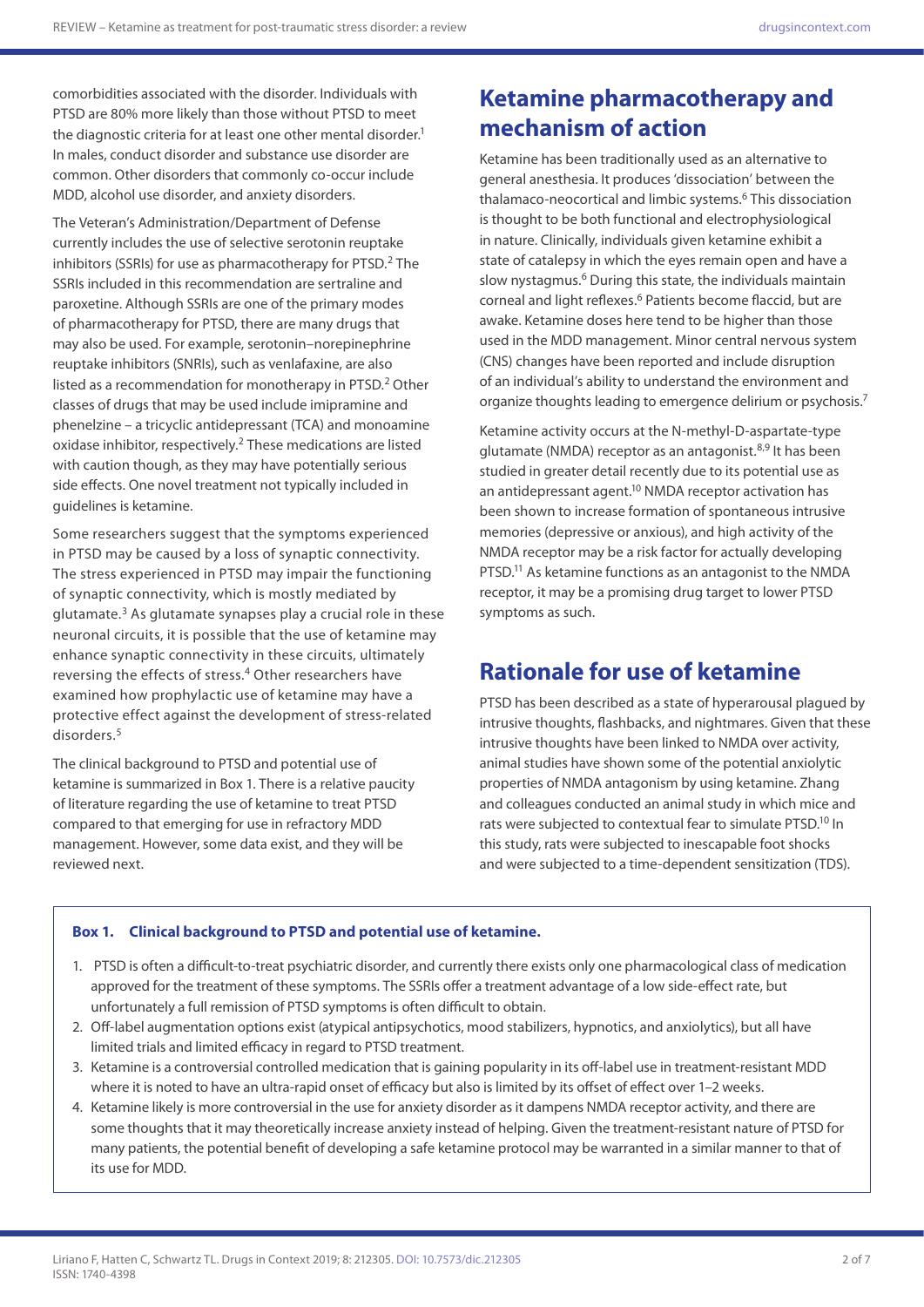comorbidities associated with the disorder. Individuals with PTSD are 80% more likely than those without PTSD to meet the diagnostic criteria for at least one other mental disorder.[1] In males, conduct disorder and substance use disorder are common. Other disorders that commonly co-occur include MDD, alcohol use disorder, and anxiety disorders.

The Veteran's Administration/Department of Defense currently includes the use of selective serotonin reuptake inhibitors (SSRIs) for use as pharmacotherapy for PTSD.[2] The SSRIs included in this recommendation are sertraline and paroxetine. Although SSRIs are one of the primary modes of pharmacotherapy for PTSD, there are many drugs that may also be used. For example, serotonin–norepinephrine reuptake inhibitors (SNRIs), such as venlafaxine, are also listed as a recommendation for monotherapy in PTSD.[2] Other classes of drugs that may be used include imipramine and phenelzine – a tricyclic antidepressant (TCA) and monoamine oxidase inhibitor, respectively.[2] These medications are listed with caution though, as they may have potentially serious side effects. One novel treatment not typically included in guidelines is ketamine.

Some researchers suggest that the symptoms experienced in PTSD may be caused by a loss of synaptic connectivity. The stress experienced in PTSD may impair the functioning of synaptic connectivity, which is mostly mediated by glutamate.[3] As glutamate synapses play a crucial role in these neuronal circuits, it is possible that the use of ketamine may enhance synaptic connectivity in these circuits, ultimately reversing the effects of stress.[4] Other researchers have examined how prophylactic use of ketamine may have a protective effect against the development of stress-related disorders.[5]

The clinical background to PTSD and potential use of ketamine is summarized in Box 1. There is a relative paucity of literature regarding the use of ketamine to treat PTSD compared to that emerging for use in refractory MDD management. However, some data exist, and they will be reviewed next.

## Ketamine pharmacotherapy and mechanism of action

Ketamine has been traditionally used as an alternative to general anesthesia. It produces 'dissociation' between the thalamaco-neocortical and limbic systems.[6] This dissociation is thought to be both functional and electrophysiological in nature. Clinically, individuals given ketamine exhibit a state of catalepsy in which the eyes remain open and have a slow nystagmus.[6] During this state, the individuals maintain corneal and light reflexes.[6] Patients become flaccid, but are awake. Ketamine doses here tend to be higher than those used in the MDD management. Minor central nervous system (CNS) changes have been reported and include disruption of an individual's ability to understand the environment and organize thoughts leading to emergence delirium or psychosis.[7]

Ketamine activity occurs at the N-methyl-D-aspartate-type glutamate (NMDA) receptor as an antagonist.[8,9] It has been studied in greater detail recently due to its potential use as an antidepressant agent.[10] NMDA receptor activation has been shown to increase formation of spontaneous intrusive memories (depressive or anxious), and high activity of the NMDA receptor may be a risk factor for actually developing PTSD.[11] As ketamine functions as an antagonist to the NMDA receptor, it may be a promising drug target to lower PTSD symptoms as such.

## Rationale for use of ketamine

PTSD has been described as a state of hyperarousal plagued by intrusive thoughts, flashbacks, and nightmares. Given that these intrusive thoughts have been linked to NMDA over activity, animal studies have shown some of the potential anxiolytic properties of NMDA antagonism by using ketamine. Zhang and colleagues conducted an animal study in which mice and rats were subjected to contextual fear to simulate PTSD.[10] In this study, rats were subjected to inescapable foot shocks and were subjected to a time-dependent sensitization (TDS).

**Box 1. Clinical background to PTSD and potential use of ketamine.**

1. PTSD is often a difficult-to-treat psychiatric disorder, and currently there exists only one pharmacological class of medication approved for the treatment of these symptoms. The SSRIs offer a treatment advantage of a low side-effect rate, but unfortunately a full remission of PTSD symptoms is often difficult to obtain.
2. Off-label augmentation options exist (atypical antipsychotics, mood stabilizers, hypnotics, and anxiolytics), but all have limited trials and limited efficacy in regard to PTSD treatment.
3. Ketamine is a controversial controlled medication that is gaining popularity in its off-label use in treatment-resistant MDD where it is noted to have an ultra-rapid onset of efficacy but also is limited by its offset of effect over 1–2 weeks.
4. Ketamine likely is more controversial in the use for anxiety disorder as it dampens NMDA receptor activity, and there are some thoughts that it may theoretically increase anxiety instead of helping. Given the treatment-resistant nature of PTSD for many patients, the potential benefit of developing a safe ketamine protocol may be warranted in a similar manner to that of its use for MDD.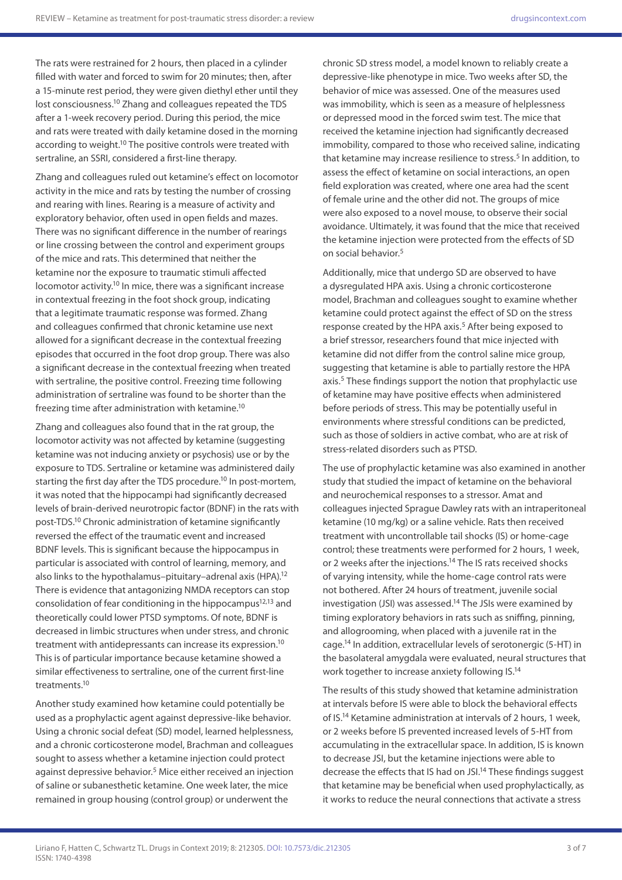The rats were restrained for 2 hours, then placed in a cylinder filled with water and forced to swim for 20 minutes; then, after a 15-minute rest period, they were given diethyl ether until they lost consciousness.[10] Zhang and colleagues repeated the TDS after a 1-week recovery period. During this period, the mice and rats were treated with daily ketamine dosed in the morning according to weight.[10] The positive controls were treated with sertraline, an SSRI, considered a first-line therapy.

Zhang and colleagues ruled out ketamine's effect on locomotor activity in the mice and rats by testing the number of crossing and rearing with lines. Rearing is a measure of activity and exploratory behavior, often used in open fields and mazes. There was no significant difference in the number of rearings or line crossing between the control and experiment groups of the mice and rats. This determined that neither the ketamine nor the exposure to traumatic stimuli affected locomotor activity.[10] In mice, there was a significant increase in contextual freezing in the foot shock group, indicating that a legitimate traumatic response was formed. Zhang and colleagues confirmed that chronic ketamine use next allowed for a significant decrease in the contextual freezing episodes that occurred in the foot drop group. There was also a significant decrease in the contextual freezing when treated with sertraline, the positive control. Freezing time following administration of sertraline was found to be shorter than the freezing time after administration with ketamine.[10]

Zhang and colleagues also found that in the rat group, the locomotor activity was not affected by ketamine (suggesting ketamine was not inducing anxiety or psychosis) use or by the exposure to TDS. Sertraline or ketamine was administered daily starting the first day after the TDS procedure.[10] In post-mortem, it was noted that the hippocampi had significantly decreased levels of brain-derived neurotropic factor (BDNF) in the rats with post-TDS.[10] Chronic administration of ketamine significantly reversed the effect of the traumatic event and increased BDNF levels. This is significant because the hippocampus in particular is associated with control of learning, memory, and also links to the hypothalamus–pituitary–adrenal axis (HPA).[12] There is evidence that antagonizing NMDA receptors can stop consolidation of fear conditioning in the hippocampus[12,13] and theoretically could lower PTSD symptoms. Of note, BDNF is decreased in limbic structures when under stress, and chronic treatment with antidepressants can increase its expression.[10] This is of particular importance because ketamine showed a similar effectiveness to sertraline, one of the current first-line treatments.[10]

Another study examined how ketamine could potentially be used as a prophylactic agent against depressive-like behavior. Using a chronic social defeat (SD) model, learned helplessness, and a chronic corticosterone model, Brachman and colleagues sought to assess whether a ketamine injection could protect against depressive behavior.[5] Mice either received an injection of saline or subanesthetic ketamine. One week later, the mice remained in group housing (control group) or underwent the chronic SD stress model, a model known to reliably create a depressive-like phenotype in mice. Two weeks after SD, the behavior of mice was assessed. One of the measures used was immobility, which is seen as a measure of helplessness or depressed mood in the forced swim test. The mice that received the ketamine injection had significantly decreased immobility, compared to those who received saline, indicating that ketamine may increase resilience to stress.[5] In addition, to assess the effect of ketamine on social interactions, an open field exploration was created, where one area had the scent of female urine and the other did not. The groups of mice were also exposed to a novel mouse, to observe their social avoidance. Ultimately, it was found that the mice that received the ketamine injection were protected from the effects of SD on social behavior.[5]

Additionally, mice that undergo SD are observed to have a dysregulated HPA axis. Using a chronic corticosterone model, Brachman and colleagues sought to examine whether ketamine could protect against the effect of SD on the stress response created by the HPA axis.[5] After being exposed to a brief stressor, researchers found that mice injected with ketamine did not differ from the control saline mice group, suggesting that ketamine is able to partially restore the HPA axis.[5] These findings support the notion that prophylactic use of ketamine may have positive effects when administered before periods of stress. This may be potentially useful in environments where stressful conditions can be predicted, such as those of soldiers in active combat, who are at risk of stress-related disorders such as PTSD.

The use of prophylactic ketamine was also examined in another study that studied the impact of ketamine on the behavioral and neurochemical responses to a stressor. Amat and colleagues injected Sprague Dawley rats with an intraperitoneal ketamine (10 mg/kg) or a saline vehicle. Rats then received treatment with uncontrollable tail shocks (IS) or home-cage control; these treatments were performed for 2 hours, 1 week, or 2 weeks after the injections.[14] The IS rats received shocks of varying intensity, while the home-cage control rats were not bothered. After 24 hours of treatment, juvenile social investigation (JSI) was assessed.[14] The JSIs were examined by timing exploratory behaviors in rats such as sniffing, pinning, and allogrooming, when placed with a juvenile rat in the cage.[14] In addition, extracellular levels of serotonergic (5-HT) in the basolateral amygdala were evaluated, neural structures that work together to increase anxiety following IS.[14]

The results of this study showed that ketamine administration at intervals before IS were able to block the behavioral effects of IS.[14] Ketamine administration at intervals of 2 hours, 1 week, or 2 weeks before IS prevented increased levels of 5-HT from accumulating in the extracellular space. In addition, IS is known to decrease JSI, but the ketamine injections were able to decrease the effects that IS had on JSI.[14] These findings suggest that ketamine may be beneficial when used prophylactically, as it works to reduce the neural connections that activate a stress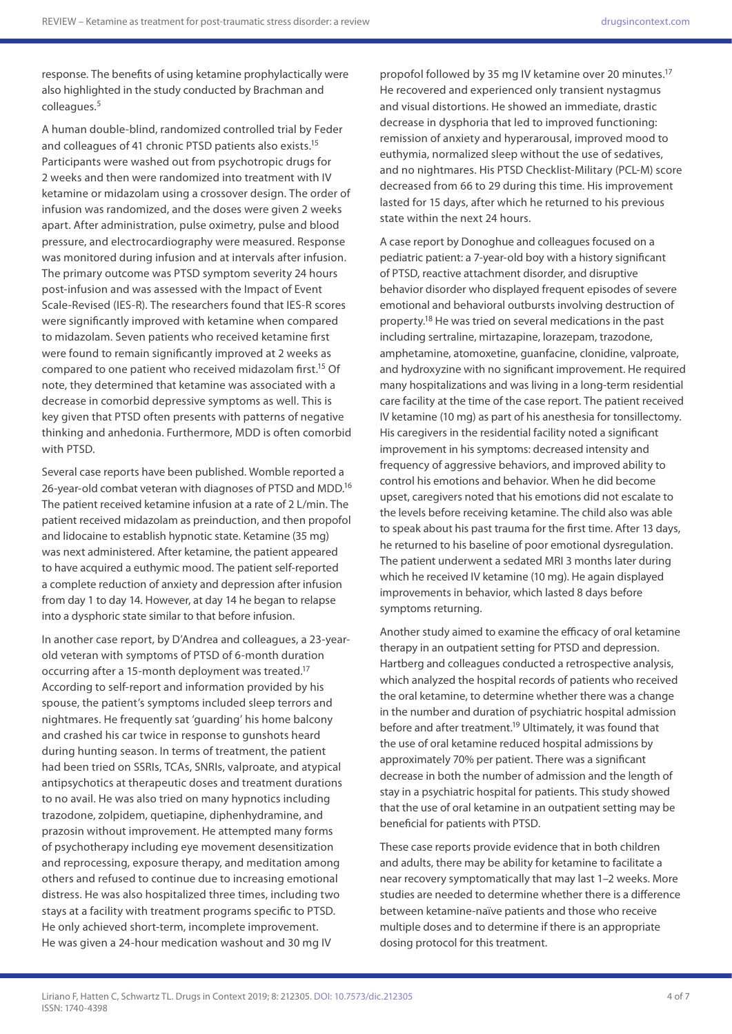response. The benefits of using ketamine prophylactically were also highlighted in the study conducted by Brachman and colleagues.[5]

A human double-blind, randomized controlled trial by Feder and colleagues of 41 chronic PTSD patients also exists.[15] Participants were washed out from psychotropic drugs for 2 weeks and then were randomized into treatment with IV ketamine or midazolam using a crossover design. The order of infusion was randomized, and the doses were given 2 weeks apart. After administration, pulse oximetry, pulse and blood pressure, and electrocardiography were measured. Response was monitored during infusion and at intervals after infusion. The primary outcome was PTSD symptom severity 24 hours post-infusion and was assessed with the Impact of Event Scale-Revised (IES-R). The researchers found that IES-R scores were significantly improved with ketamine when compared to midazolam. Seven patients who received ketamine first were found to remain significantly improved at 2 weeks as compared to one patient who received midazolam first.[15] Of note, they determined that ketamine was associated with a decrease in comorbid depressive symptoms as well. This is key given that PTSD often presents with patterns of negative thinking and anhedonia. Furthermore, MDD is often comorbid with PTSD.

Several case reports have been published. Womble reported a 26-year-old combat veteran with diagnoses of PTSD and MDD.[16] The patient received ketamine infusion at a rate of 2 L/min. The patient received midazolam as preinduction, and then propofol and lidocaine to establish hypnotic state. Ketamine (35 mg) was next administered. After ketamine, the patient appeared to have acquired a euthymic mood. The patient self-reported a complete reduction of anxiety and depression after infusion from day 1 to day 14. However, at day 14 he began to relapse into a dysphoric state similar to that before infusion.

In another case report, by D'Andrea and colleagues, a 23-year-old veteran with symptoms of PTSD of 6-month duration occurring after a 15-month deployment was treated.[17] According to self-report and information provided by his spouse, the patient's symptoms included sleep terrors and nightmares. He frequently sat 'guarding' his home balcony and crashed his car twice in response to gunshots heard during hunting season. In terms of treatment, the patient had been tried on SSRIs, TCAs, SNRIs, valproate, and atypical antipsychotics at therapeutic doses and treatment durations to no avail. He was also tried on many hypnotics including trazodone, zolpidem, quetiapine, diphenhydramine, and prazosin without improvement. He attempted many forms of psychotherapy including eye movement desensitization and reprocessing, exposure therapy, and meditation among others and refused to continue due to increasing emotional distress. He was also hospitalized three times, including two stays at a facility with treatment programs specific to PTSD. He only achieved short-term, incomplete improvement. He was given a 24-hour medication washout and 30 mg IV propofol followed by 35 mg IV ketamine over 20 minutes.[17] He recovered and experienced only transient nystagmus and visual distortions. He showed an immediate, drastic decrease in dysphoria that led to improved functioning: remission of anxiety and hyperarousal, improved mood to euthymia, normalized sleep without the use of sedatives, and no nightmares. His PTSD Checklist-Military (PCL-M) score decreased from 66 to 29 during this time. His improvement lasted for 15 days, after which he returned to his previous state within the next 24 hours.

A case report by Donoghue and colleagues focused on a pediatric patient: a 7-year-old boy with a history significant of PTSD, reactive attachment disorder, and disruptive behavior disorder who displayed frequent episodes of severe emotional and behavioral outbursts involving destruction of property.[18] He was tried on several medications in the past including sertraline, mirtazapine, lorazepam, trazodone, amphetamine, atomoxetine, guanfacine, clonidine, valproate, and hydroxyzine with no significant improvement. He required many hospitalizations and was living in a long-term residential care facility at the time of the case report. The patient received IV ketamine (10 mg) as part of his anesthesia for tonsillectomy. His caregivers in the residential facility noted a significant improvement in his symptoms: decreased intensity and frequency of aggressive behaviors, and improved ability to control his emotions and behavior. When he did become upset, caregivers noted that his emotions did not escalate to the levels before receiving ketamine. The child also was able to speak about his past trauma for the first time. After 13 days, he returned to his baseline of poor emotional dysregulation. The patient underwent a sedated MRI 3 months later during which he received IV ketamine (10 mg). He again displayed improvements in behavior, which lasted 8 days before symptoms returning.

Another study aimed to examine the efficacy of oral ketamine therapy in an outpatient setting for PTSD and depression. Hartberg and colleagues conducted a retrospective analysis, which analyzed the hospital records of patients who received the oral ketamine, to determine whether there was a change in the number and duration of psychiatric hospital admission before and after treatment.[19] Ultimately, it was found that the use of oral ketamine reduced hospital admissions by approximately 70% per patient. There was a significant decrease in both the number of admission and the length of stay in a psychiatric hospital for patients. This study showed that the use of oral ketamine in an outpatient setting may be beneficial for patients with PTSD.

These case reports provide evidence that in both children and adults, there may be ability for ketamine to facilitate a near recovery symptomatically that may last 1–2 weeks. More studies are needed to determine whether there is a difference between ketamine-naïve patients and those who receive multiple doses and to determine if there is an appropriate dosing protocol for this treatment.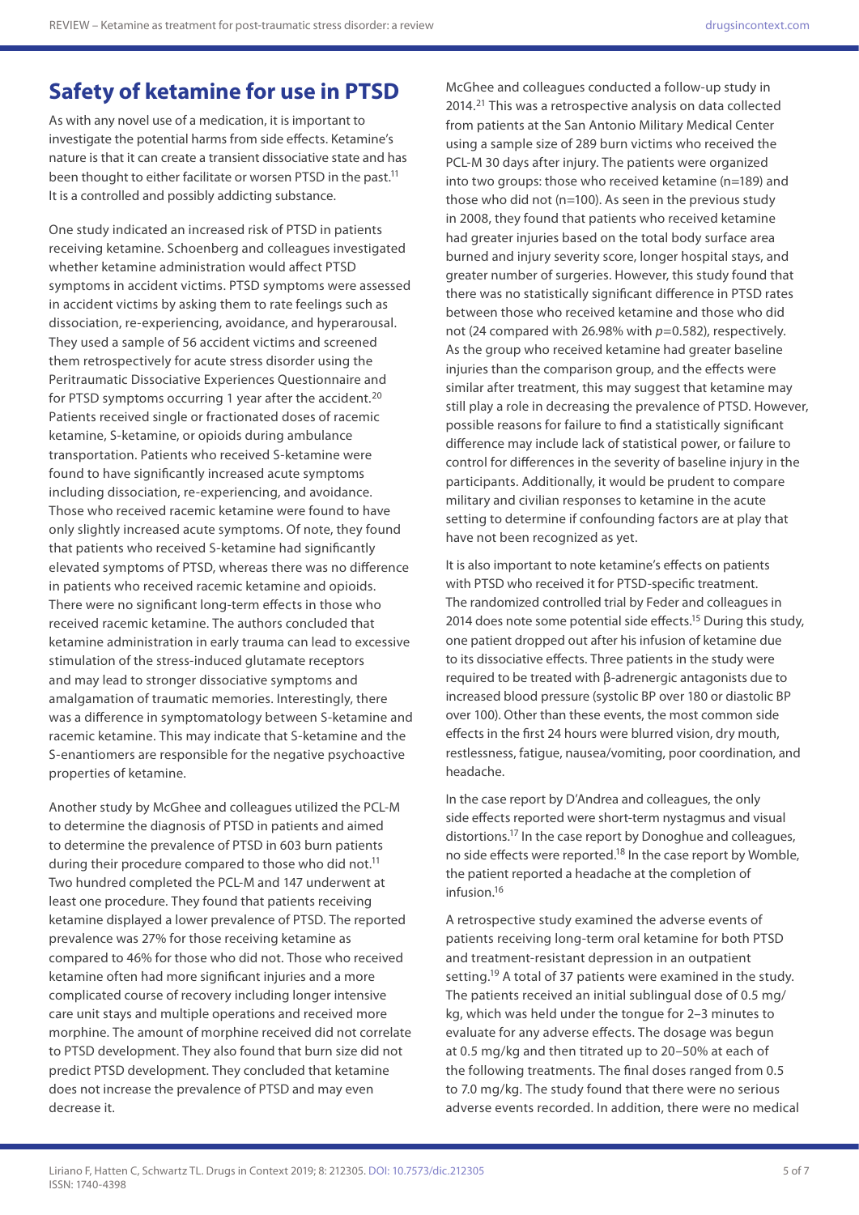## Safety of ketamine for use in PTSD

As with any novel use of a medication, it is important to investigate the potential harms from side effects. Ketamine's nature is that it can create a transient dissociative state and has been thought to either facilitate or worsen PTSD in the past.[11] It is a controlled and possibly addicting substance.

One study indicated an increased risk of PTSD in patients receiving ketamine. Schoenberg and colleagues investigated whether ketamine administration would affect PTSD symptoms in accident victims. PTSD symptoms were assessed in accident victims by asking them to rate feelings such as dissociation, re-experiencing, avoidance, and hyperarousal. They used a sample of 56 accident victims and screened them retrospectively for acute stress disorder using the Peritraumatic Dissociative Experiences Questionnaire and for PTSD symptoms occurring 1 year after the accident.[20] Patients received single or fractionated doses of racemic ketamine, S-ketamine, or opioids during ambulance transportation. Patients who received S-ketamine were found to have significantly increased acute symptoms including dissociation, re-experiencing, and avoidance. Those who received racemic ketamine were found to have only slightly increased acute symptoms. Of note, they found that patients who received S-ketamine had significantly elevated symptoms of PTSD, whereas there was no difference in patients who received racemic ketamine and opioids. There were no significant long-term effects in those who received racemic ketamine. The authors concluded that ketamine administration in early trauma can lead to excessive stimulation of the stress-induced glutamate receptors and may lead to stronger dissociative symptoms and amalgamation of traumatic memories. Interestingly, there was a difference in symptomatology between S-ketamine and racemic ketamine. This may indicate that S-ketamine and the S-enantiomers are responsible for the negative psychoactive properties of ketamine.

Another study by McGhee and colleagues utilized the PCL-M to determine the diagnosis of PTSD in patients and aimed to determine the prevalence of PTSD in 603 burn patients during their procedure compared to those who did not.[11] Two hundred completed the PCL-M and 147 underwent at least one procedure. They found that patients receiving ketamine displayed a lower prevalence of PTSD. The reported prevalence was 27% for those receiving ketamine as compared to 46% for those who did not. Those who received ketamine often had more significant injuries and a more complicated course of recovery including longer intensive care unit stays and multiple operations and received more morphine. The amount of morphine received did not correlate to PTSD development. They also found that burn size did not predict PTSD development. They concluded that ketamine does not increase the prevalence of PTSD and may even decrease it.

McGhee and colleagues conducted a follow-up study in 2014.[21] This was a retrospective analysis on data collected from patients at the San Antonio Military Medical Center using a sample size of 289 burn victims who received the PCL-M 30 days after injury. The patients were organized into two groups: those who received ketamine (n=189) and those who did not (n=100). As seen in the previous study in 2008, they found that patients who received ketamine had greater injuries based on the total body surface area burned and injury severity score, longer hospital stays, and greater number of surgeries. However, this study found that there was no statistically significant difference in PTSD rates between those who received ketamine and those who did not (24 compared with 26.98% with $p$=0.582), respectively. As the group who received ketamine had greater baseline injuries than the comparison group, and the effects were similar after treatment, this may suggest that ketamine may still play a role in decreasing the prevalence of PTSD. However, possible reasons for failure to find a statistically significant difference may include lack of statistical power, or failure to control for differences in the severity of baseline injury in the participants. Additionally, it would be prudent to compare military and civilian responses to ketamine in the acute setting to determine if confounding factors are at play that have not been recognized as yet.

It is also important to note ketamine's effects on patients with PTSD who received it for PTSD-specific treatment. The randomized controlled trial by Feder and colleagues in 2014 does note some potential side effects.[15] During this study, one patient dropped out after his infusion of ketamine due to its dissociative effects. Three patients in the study were required to be treated with β-adrenergic antagonists due to increased blood pressure (systolic BP over 180 or diastolic BP over 100). Other than these events, the most common side effects in the first 24 hours were blurred vision, dry mouth, restlessness, fatigue, nausea/vomiting, poor coordination, and headache.

In the case report by D'Andrea and colleagues, the only side effects reported were short-term nystagmus and visual distortions.[17] In the case report by Donoghue and colleagues, no side effects were reported.[18] In the case report by Womble, the patient reported a headache at the completion of infusion.[16]

A retrospective study examined the adverse events of patients receiving long-term oral ketamine for both PTSD and treatment-resistant depression in an outpatient setting.[19] A total of 37 patients were examined in the study. The patients received an initial sublingual dose of 0.5 mg/kg, which was held under the tongue for 2–3 minutes to evaluate for any adverse effects. The dosage was begun at 0.5 mg/kg and then titrated up to 20–50% at each of the following treatments. The final doses ranged from 0.5 to 7.0 mg/kg. The study found that there were no serious adverse events recorded. In addition, there were no medical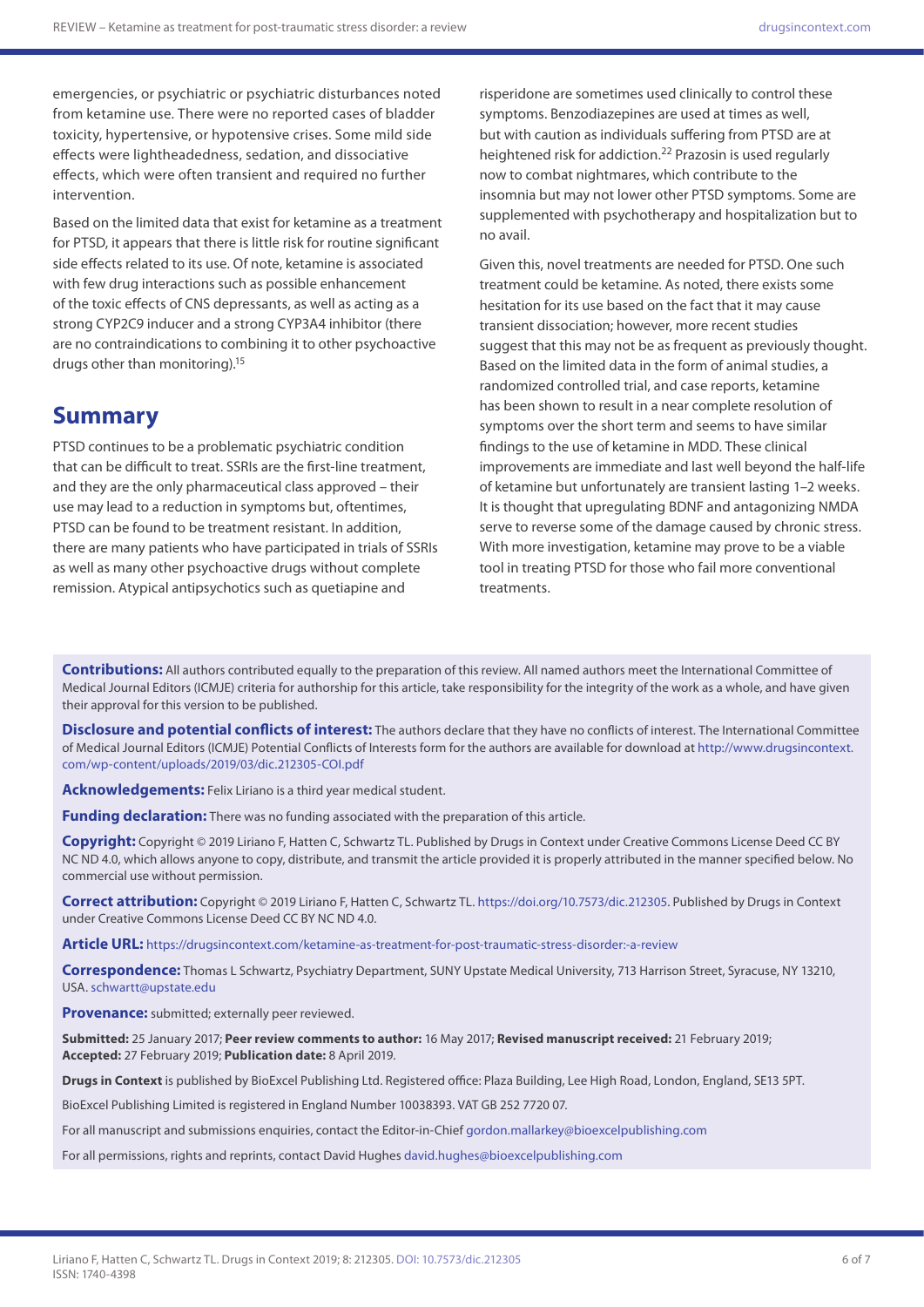emergencies, or psychiatric or psychiatric disturbances noted from ketamine use. There were no reported cases of bladder toxicity, hypertensive, or hypotensive crises. Some mild side effects were lightheadedness, sedation, and dissociative effects, which were often transient and required no further intervention.

Based on the limited data that exist for ketamine as a treatment for PTSD, it appears that there is little risk for routine significant side effects related to its use. Of note, ketamine is associated with few drug interactions such as possible enhancement of the toxic effects of CNS depressants, as well as acting as a strong CYP2C9 inducer and a strong CYP3A4 inhibitor (there are no contraindications to combining it to other psychoactive drugs other than monitoring).[15]

## Summary

PTSD continues to be a problematic psychiatric condition that can be difficult to treat. SSRIs are the first-line treatment, and they are the only pharmaceutical class approved – their use may lead to a reduction in symptoms but, oftentimes, PTSD can be found to be treatment resistant. In addition, there are many patients who have participated in trials of SSRIs as well as many other psychoactive drugs without complete remission. Atypical antipsychotics such as quetiapine and risperidone are sometimes used clinically to control these symptoms. Benzodiazepines are used at times as well, but with caution as individuals suffering from PTSD are at heightened risk for addiction.[22] Prazosin is used regularly now to combat nightmares, which contribute to the insomnia but may not lower other PTSD symptoms. Some are supplemented with psychotherapy and hospitalization but to no avail.

Given this, novel treatments are needed for PTSD. One such treatment could be ketamine. As noted, there exists some hesitation for its use based on the fact that it may cause transient dissociation; however, more recent studies suggest that this may not be as frequent as previously thought. Based on the limited data in the form of animal studies, a randomized controlled trial, and case reports, ketamine has been shown to result in a near complete resolution of symptoms over the short term and seems to have similar findings to the use of ketamine in MDD. These clinical improvements are immediate and last well beyond the half-life of ketamine but unfortunately are transient lasting 1–2 weeks. It is thought that upregulating BDNF and antagonizing NMDA serve to reverse some of the damage caused by chronic stress. With more investigation, ketamine may prove to be a viable tool in treating PTSD for those who fail more conventional treatments.

**Contributions:** All authors contributed equally to the preparation of this review. All named authors meet the International Committee of Medical Journal Editors (ICMJE) criteria for authorship for this article, take responsibility for the integrity of the work as a whole, and have given their approval for this version to be published.

**Disclosure and potential conflicts of interest:** The authors declare that they have no conflicts of interest. The International Committee of Medical Journal Editors (ICMJE) Potential Conflicts of Interests form for the authors are available for download at http://www.drugsincontext.com/wp-content/uploads/2019/03/dic.212305-COI.pdf

**Acknowledgements:** Felix Liriano is a third year medical student.

**Funding declaration:** There was no funding associated with the preparation of this article.

**Copyright:** Copyright © 2019 Liriano F, Hatten C, Schwartz TL. Published by Drugs in Context under Creative Commons License Deed CC BY NC ND 4.0, which allows anyone to copy, distribute, and transmit the article provided it is properly attributed in the manner specified below. No commercial use without permission.

**Correct attribution:** Copyright © 2019 Liriano F, Hatten C, Schwartz TL. https://doi.org/10.7573/dic.212305. Published by Drugs in Context under Creative Commons License Deed CC BY NC ND 4.0.

**Article URL:** https://drugsincontext.com/ketamine-as-treatment-for-post-traumatic-stress-disorder:-a-review

**Correspondence:** Thomas L Schwartz, Psychiatry Department, SUNY Upstate Medical University, 713 Harrison Street, Syracuse, NY 13210, USA. schwartt@upstate.edu

**Provenance:** submitted; externally peer reviewed.

**Submitted:** 25 January 2017; **Peer review comments to author:** 16 May 2017; **Revised manuscript received:** 21 February 2019; **Accepted:** 27 February 2019; **Publication date:** 8 April 2019.

**Drugs in Context** is published by BioExcel Publishing Ltd. Registered office: Plaza Building, Lee High Road, London, England, SE13 5PT.

BioExcel Publishing Limited is registered in England Number 10038393. VAT GB 252 7720 07.

For all manuscript and submissions enquiries, contact the Editor-in-Chief gordon.mallarkey@bioexcelpublishing.com

For all permissions, rights and reprints, contact David Hughes david.hughes@bioexcelpublishing.com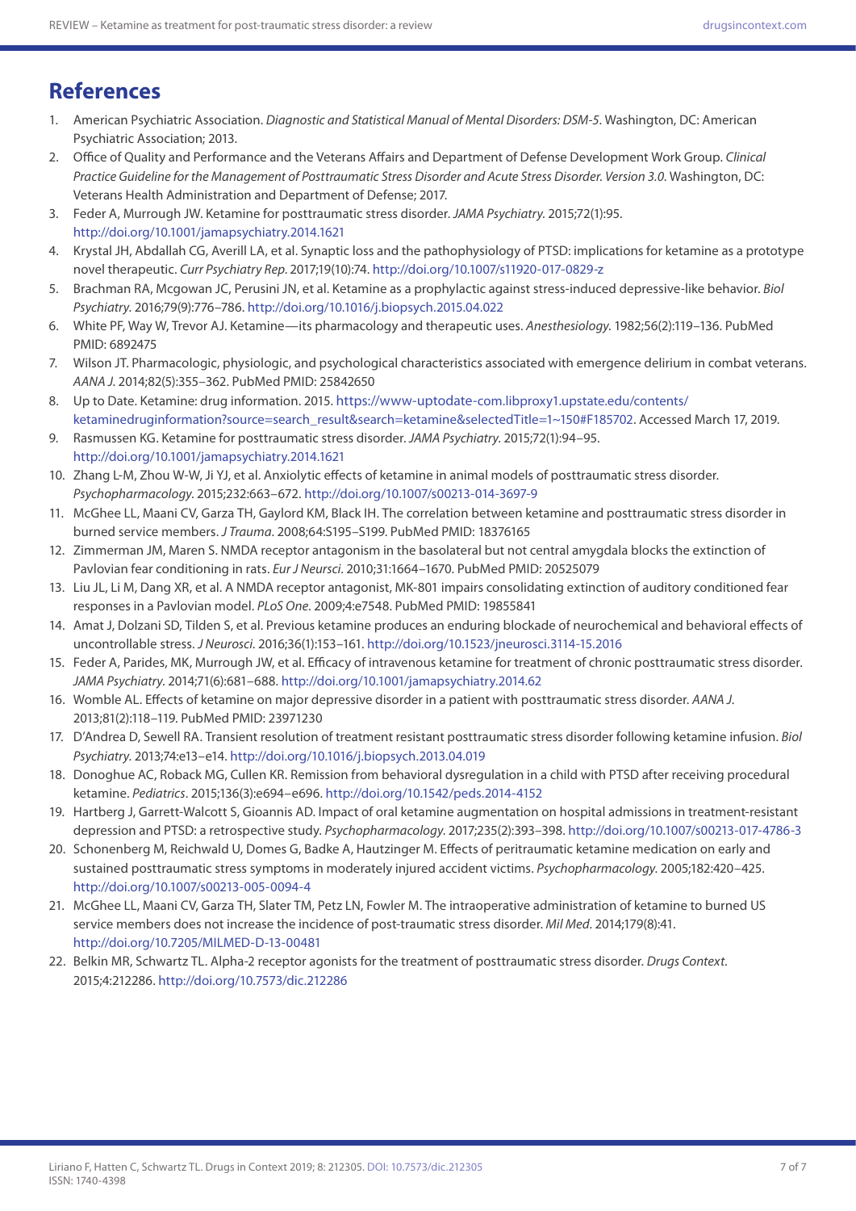## References

1. American Psychiatric Association. *Diagnostic and Statistical Manual of Mental Disorders: DSM-5*. Washington, DC: American Psychiatric Association; 2013.
2. Office of Quality and Performance and the Veterans Affairs and Department of Defense Development Work Group. *Clinical Practice Guideline for the Management of Posttraumatic Stress Disorder and Acute Stress Disorder. Version 3.0*. Washington, DC: Veterans Health Administration and Department of Defense; 2017.
3. Feder A, Murrough JW. Ketamine for posttraumatic stress disorder. *JAMA Psychiatry.* 2015;72(1):95. http://doi.org/10.1001/jamapsychiatry.2014.1621
4. Krystal JH, Abdallah CG, Averill LA, et al. Synaptic loss and the pathophysiology of PTSD: implications for ketamine as a prototype novel therapeutic. *Curr Psychiatry Rep.* 2017;19(10):74. http://doi.org/10.1007/s11920-017-0829-z
5. Brachman RA, Mcgowan JC, Perusini JN, et al. Ketamine as a prophylactic against stress-induced depressive-like behavior. *Biol Psychiatry.* 2016;79(9):776–786. http://doi.org/10.1016/j.biopsych.2015.04.022
6. White PF, Way W, Trevor AJ. Ketamine—its pharmacology and therapeutic uses. *Anesthesiology.* 1982;56(2):119–136. PubMed PMID: 6892475
7. Wilson JT. Pharmacologic, physiologic, and psychological characteristics associated with emergence delirium in combat veterans. *AANA J.* 2014;82(5):355–362. PubMed PMID: 25842650
8. Up to Date. Ketamine: drug information. 2015. https://www-uptodate-com.libproxy1.upstate.edu/contents/ketaminedruginformation?source=search_result&search=ketamine&selectedTitle=1~150#F185702. Accessed March 17, 2019.
9. Rasmussen KG. Ketamine for posttraumatic stress disorder. *JAMA Psychiatry.* 2015;72(1):94–95. http://doi.org/10.1001/jamapsychiatry.2014.1621
10. Zhang L-M, Zhou W-W, Ji YJ, et al. Anxiolytic effects of ketamine in animal models of posttraumatic stress disorder. *Psychopharmacology.* 2015;232:663–672. http://doi.org/10.1007/s00213-014-3697-9
11. McGhee LL, Maani CV, Garza TH, Gaylord KM, Black IH. The correlation between ketamine and posttraumatic stress disorder in burned service members. *J Trauma*. 2008;64:S195–S199. PubMed PMID: 18376165
12. Zimmerman JM, Maren S. NMDA receptor antagonism in the basolateral but not central amygdala blocks the extinction of Pavlovian fear conditioning in rats. *Eur J Neursci.* 2010;31:1664–1670. PubMed PMID: 20525079
13. Liu JL, Li M, Dang XR, et al. A NMDA receptor antagonist, MK-801 impairs consolidating extinction of auditory conditioned fear responses in a Pavlovian model. *PLoS One.* 2009;4:e7548. PubMed PMID: 19855841
14. Amat J, Dolzani SD, Tilden S, et al. Previous ketamine produces an enduring blockade of neurochemical and behavioral effects of uncontrollable stress. *J Neurosci.* 2016;36(1):153–161. http://doi.org/10.1523/jneurosci.3114-15.2016
15. Feder A, Parides, MK, Murrough JW, et al. Efficacy of intravenous ketamine for treatment of chronic posttraumatic stress disorder. *JAMA Psychiatry.* 2014;71(6):681–688. http://doi.org/10.1001/jamapsychiatry.2014.62
16. Womble AL. Effects of ketamine on major depressive disorder in a patient with posttraumatic stress disorder. *AANA J.* 2013;81(2):118–119. PubMed PMID: 23971230
17. D'Andrea D, Sewell RA. Transient resolution of treatment resistant posttraumatic stress disorder following ketamine infusion. *Biol Psychiatry.* 2013;74:e13–e14. http://doi.org/10.1016/j.biopsych.2013.04.019
18. Donoghue AC, Roback MG, Cullen KR. Remission from behavioral dysregulation in a child with PTSD after receiving procedural ketamine. *Pediatrics*. 2015;136(3):e694–e696. http://doi.org/10.1542/peds.2014-4152
19. Hartberg J, Garrett-Walcott S, Gioannis AD. Impact of oral ketamine augmentation on hospital admissions in treatment-resistant depression and PTSD: a retrospective study. *Psychopharmacology.* 2017;235(2):393–398. http://doi.org/10.1007/s00213-017-4786-3
20. Schonenberg M, Reichwald U, Domes G, Badke A, Hautzinger M. Effects of peritraumatic ketamine medication on early and sustained posttraumatic stress symptoms in moderately injured accident victims. *Psychopharmacology.* 2005;182:420–425. http://doi.org/10.1007/s00213-005-0094-5
21. McGhee LL, Maani CV, Garza TH, Slater TM, Petz LN, Fowler M. The intraoperative administration of ketamine to burned US service members does not increase the incidence of post-traumatic stress disorder. *Mil Med*. 2014;179(8):41. http://doi.org/10.7205/MILMED-D-13-00481
22. Belkin MR, Schwartz TL. Alpha-2 receptor agonists for the treatment of posttraumatic stress disorder. *Drugs Context.* 2015;4:212286. http://doi.org/10.7573/dic.212286